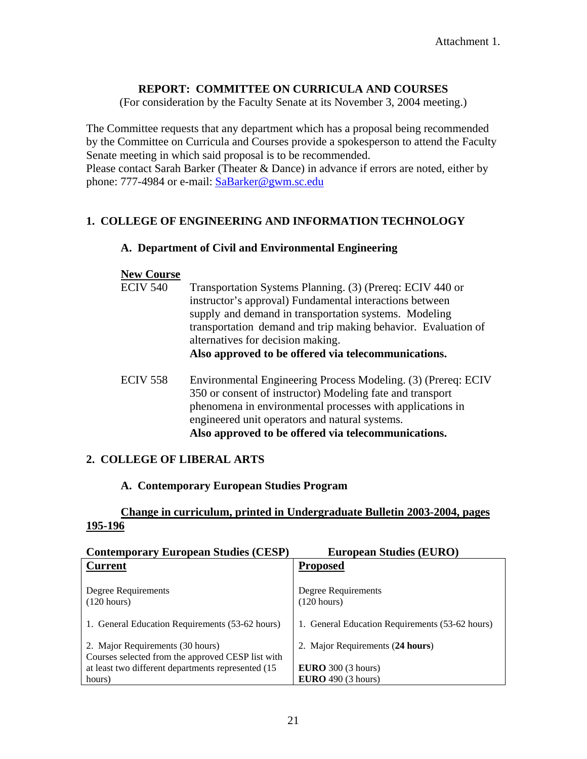Attachment 1.

# REPORT: COMMITTEE ON CURRICULA AND COURSES

(For consideration by the Faculty Senate at its November 3, 2004 meeting.)

The Committee requests that any department which has a proposal being recommended by the Committee on Curricula and Courses provide a spokesperson to attend the Faculty Senate meeting in which said proposal is to be recommended.
Please contact Sarah Barker (Theater & Dance) in advance if errors are noted, either by phone: 777-4984 or e-mail: SaBarker@gwm.sc.edu

## 1. COLLEGE OF ENGINEERING AND INFORMATION TECHNOLOGY

### A. Department of Civil and Environmental Engineering

**New Course**

ECIV 540 Transportation Systems Planning. (3) (Prereq: ECIV 440 or instructor's approval) Fundamental interactions between supply and demand in transportation systems. Modeling transportation demand and trip making behavior. Evaluation of alternatives for decision making.
**Also approved to be offered via telecommunications.**

ECIV 558 Environmental Engineering Process Modeling. (3) (Prereq: ECIV 350 or consent of instructor) Modeling fate and transport phenomena in environmental processes with applications in engineered unit operators and natural systems.
**Also approved to be offered via telecommunications.**

## 2. COLLEGE OF LIBERAL ARTS

### A. Contemporary European Studies Program

**Change in curriculum, printed in Undergraduate Bulletin 2003-2004, pages 195-196**

| **Contemporary European Studies (CESP)** | **European Studies (EURO)** |
|---|---|
| **Current** | **Proposed** |
| Degree Requirements<br>(120 hours) | Degree Requirements<br>(120 hours) |
| 1. General Education Requirements (53-62 hours) | 1. General Education Requirements (53-62 hours) |
| 2. Major Requirements (30 hours)<br>Courses selected from the approved CESP list with at least two different departments represented (15 hours) | 2. Major Requirements (**24 hours**)<br><br>**EURO** 300 (3 hours)<br>**EURO** 490 (3 hours) |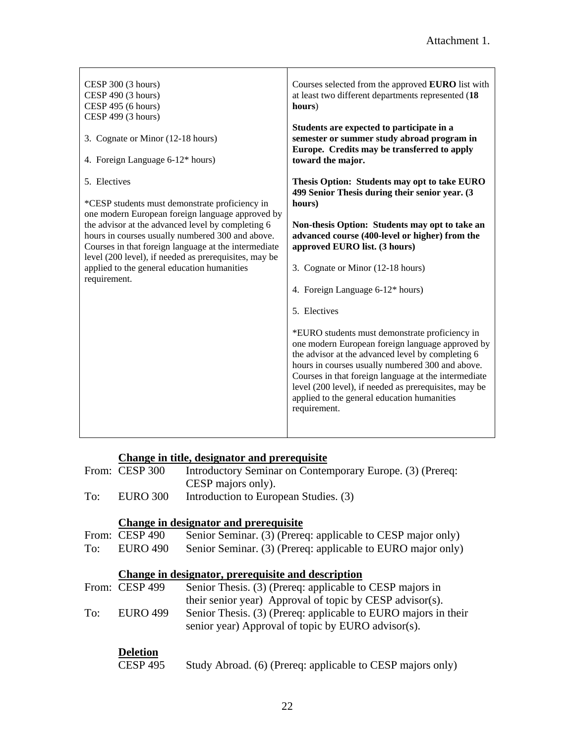Attachment 1.

| | |
|---|---|
| CESP 300 (3 hours)<br>CESP 490 (3 hours)<br>CESP 495 (6 hours)<br>CESP 499 (3 hours)<br><br>3. Cognate or Minor (12-18 hours)<br><br>4. Foreign Language 6-12* hours)<br><br>5. Electives<br><br>*CESP students must demonstrate proficiency in one modern European foreign language approved by the advisor at the advanced level by completing 6 hours in courses usually numbered 300 and above. Courses in that foreign language at the intermediate level (200 level), if needed as prerequisites, may be applied to the general education humanities requirement. | Courses selected from the approved **EURO** list with at least two different departments represented (**18 hours**)<br><br>**Students are expected to participate in a semester or summer study abroad program in Europe. Credits may be transferred to apply toward the major.**<br><br>**Thesis Option: Students may opt to take EURO 499 Senior Thesis during their senior year. (3 hours)**<br><br>**Non-thesis Option: Students may opt to take an advanced course (400-level or higher) from the approved EURO list. (3 hours)**<br><br>3. Cognate or Minor (12-18 hours)<br><br>4. Foreign Language 6-12* hours)<br><br>5. Electives<br><br>*EURO students must demonstrate proficiency in one modern European foreign language approved by the advisor at the advanced level by completing 6 hours in courses usually numbered 300 and above. Courses in that foreign language at the intermediate level (200 level), if needed as prerequisites, may be applied to the general education humanities requirement. |

**Change in title, designator and prerequisite**

From: CESP 300 Introductory Seminar on Contemporary Europe. (3) (Prereq: CESP majors only).
To: EURO 300 Introduction to European Studies. (3)

**Change in designator and prerequisite**

From: CESP 490 Senior Seminar. (3) (Prereq: applicable to CESP major only)
To: EURO 490 Senior Seminar. (3) (Prereq: applicable to EURO major only)

**Change in designator, prerequisite and description**

From: CESP 499 Senior Thesis. (3) (Prereq: applicable to CESP majors in their senior year) Approval of topic by CESP advisor(s).
To: EURO 499 Senior Thesis. (3) (Prereq: applicable to EURO majors in their senior year) Approval of topic by EURO advisor(s).

**Deletion**

CESP 495 Study Abroad. (6) (Prereq: applicable to CESP majors only)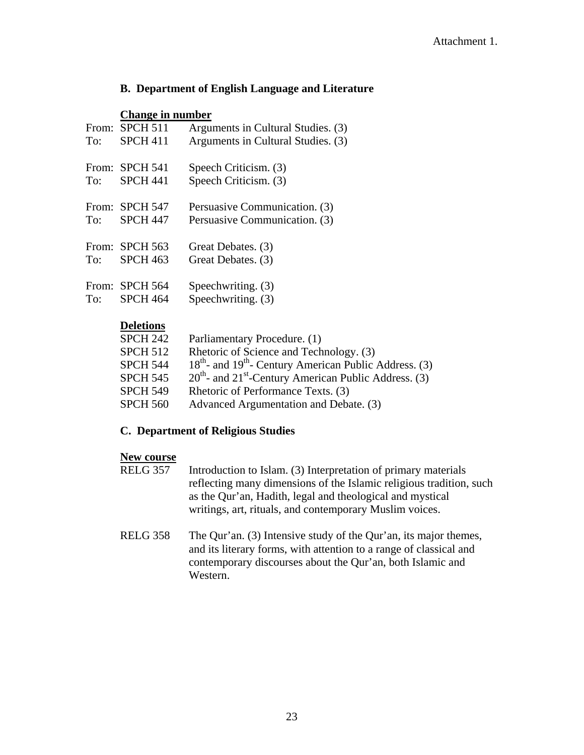Attachment 1.

### B. Department of English Language and Literature

**Change in number**

| | | |
|---|---|---|
| From: | SPCH 511 | Arguments in Cultural Studies. (3) |
| To: | SPCH 411 | Arguments in Cultural Studies. (3) |
| From: | SPCH 541 | Speech Criticism. (3) |
| To: | SPCH 441 | Speech Criticism. (3) |
| From: | SPCH 547 | Persuasive Communication. (3) |
| To: | SPCH 447 | Persuasive Communication. (3) |
| From: | SPCH 563 | Great Debates. (3) |
| To: | SPCH 463 | Great Debates. (3) |
| From: | SPCH 564 | Speechwriting. (3) |
| To: | SPCH 464 | Speechwriting. (3) |

**Deletions**

| | |
|---|---|
| SPCH 242 | Parliamentary Procedure. (1) |
| SPCH 512 | Rhetoric of Science and Technology. (3) |
| SPCH 544 | 18th- and 19th- Century American Public Address. (3) |
| SPCH 545 | 20th- and 21st-Century American Public Address. (3) |
| SPCH 549 | Rhetoric of Performance Texts. (3) |
| SPCH 560 | Advanced Argumentation and Debate. (3) |

### C. Department of Religious Studies

**New course**

RELG 357 Introduction to Islam. (3) Interpretation of primary materials reflecting many dimensions of the Islamic religious tradition, such as the Qur'an, Hadith, legal and theological and mystical writings, art, rituals, and contemporary Muslim voices.

RELG 358 The Qur'an. (3) Intensive study of the Qur'an, its major themes, and its literary forms, with attention to a range of classical and contemporary discourses about the Qur'an, both Islamic and Western.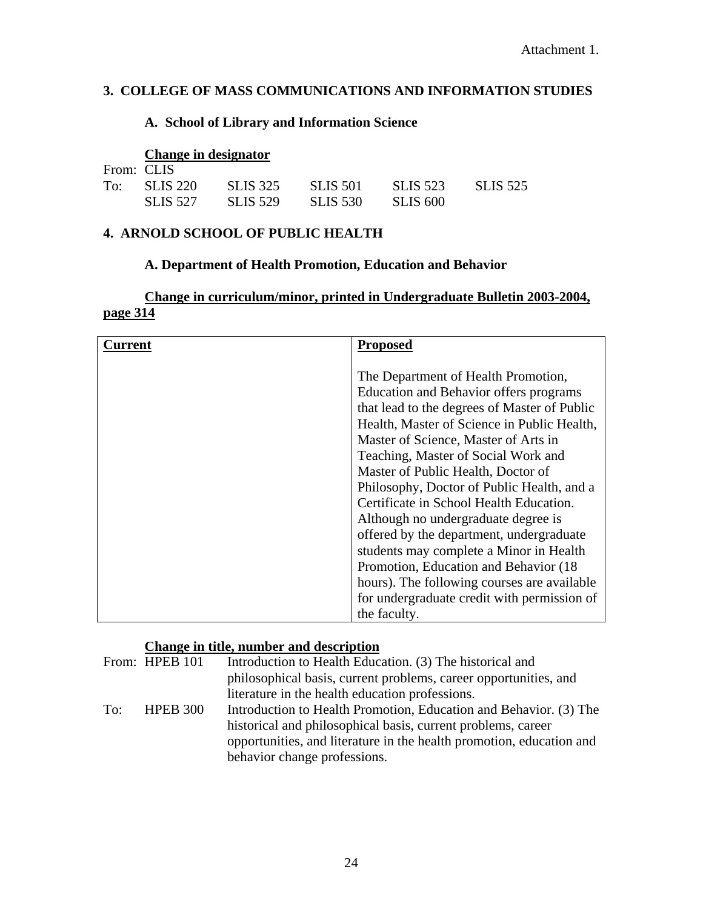Attachment 1.

## 3. COLLEGE OF MASS COMMUNICATIONS AND INFORMATION STUDIES

### A. School of Library and Information Science

**Change in designator**

| From: | CLIS | | | | |
|---|---|---|---|---|---|
| To: | SLIS 220 | SLIS 325 | SLIS 501 | SLIS 523 | SLIS 525 |
| | SLIS 527 | SLIS 529 | SLIS 530 | SLIS 600 | |

## 4. ARNOLD SCHOOL OF PUBLIC HEALTH

### A. Department of Health Promotion, Education and Behavior

**Change in curriculum/minor, printed in Undergraduate Bulletin 2003-2004, page 314**

| Current | Proposed |
|---|---|
| | The Department of Health Promotion, Education and Behavior offers programs that lead to the degrees of Master of Public Health, Master of Science in Public Health, Master of Science, Master of Arts in Teaching, Master of Social Work and Master of Public Health, Doctor of Philosophy, Doctor of Public Health, and a Certificate in School Health Education. Although no undergraduate degree is offered by the department, undergraduate students may complete a Minor in Health Promotion, Education and Behavior (18 hours). The following courses are available for undergraduate credit with permission of the faculty. |

**Change in title, number and description**

From: HPEB 101 Introduction to Health Education. (3) The historical and philosophical basis, current problems, career opportunities, and literature in the health education professions.

To: HPEB 300 Introduction to Health Promotion, Education and Behavior. (3) The historical and philosophical basis, current problems, career opportunities, and literature in the health promotion, education and behavior change professions.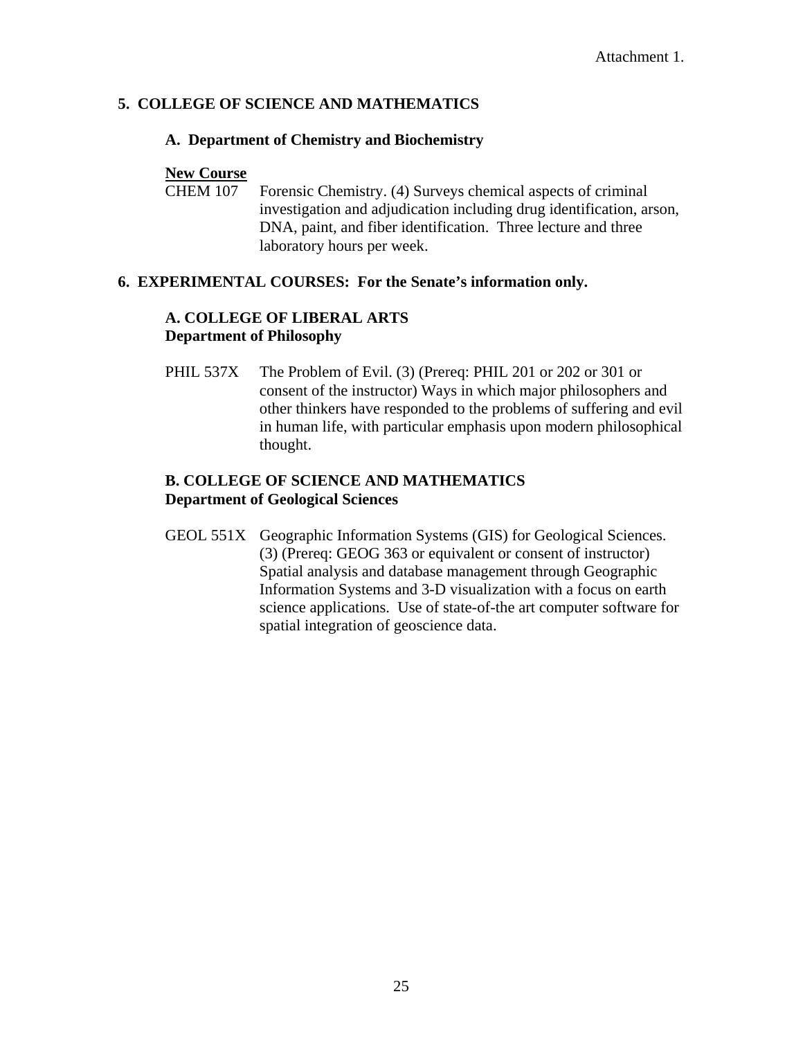Attachment 1.

## 5. COLLEGE OF SCIENCE AND MATHEMATICS

### A. Department of Chemistry and Biochemistry

**New Course**

CHEM 107 Forensic Chemistry. (4) Surveys chemical aspects of criminal investigation and adjudication including drug identification, arson, DNA, paint, and fiber identification. Three lecture and three laboratory hours per week.

## 6. EXPERIMENTAL COURSES: For the Senate's information only.

### A. COLLEGE OF LIBERAL ARTS
**Department of Philosophy**

PHIL 537X The Problem of Evil. (3) (Prereq: PHIL 201 or 202 or 301 or consent of the instructor) Ways in which major philosophers and other thinkers have responded to the problems of suffering and evil in human life, with particular emphasis upon modern philosophical thought.

### B. COLLEGE OF SCIENCE AND MATHEMATICS
**Department of Geological Sciences**

GEOL 551X Geographic Information Systems (GIS) for Geological Sciences. (3) (Prereq: GEOG 363 or equivalent or consent of instructor) Spatial analysis and database management through Geographic Information Systems and 3-D visualization with a focus on earth science applications. Use of state-of-the art computer software for spatial integration of geoscience data.